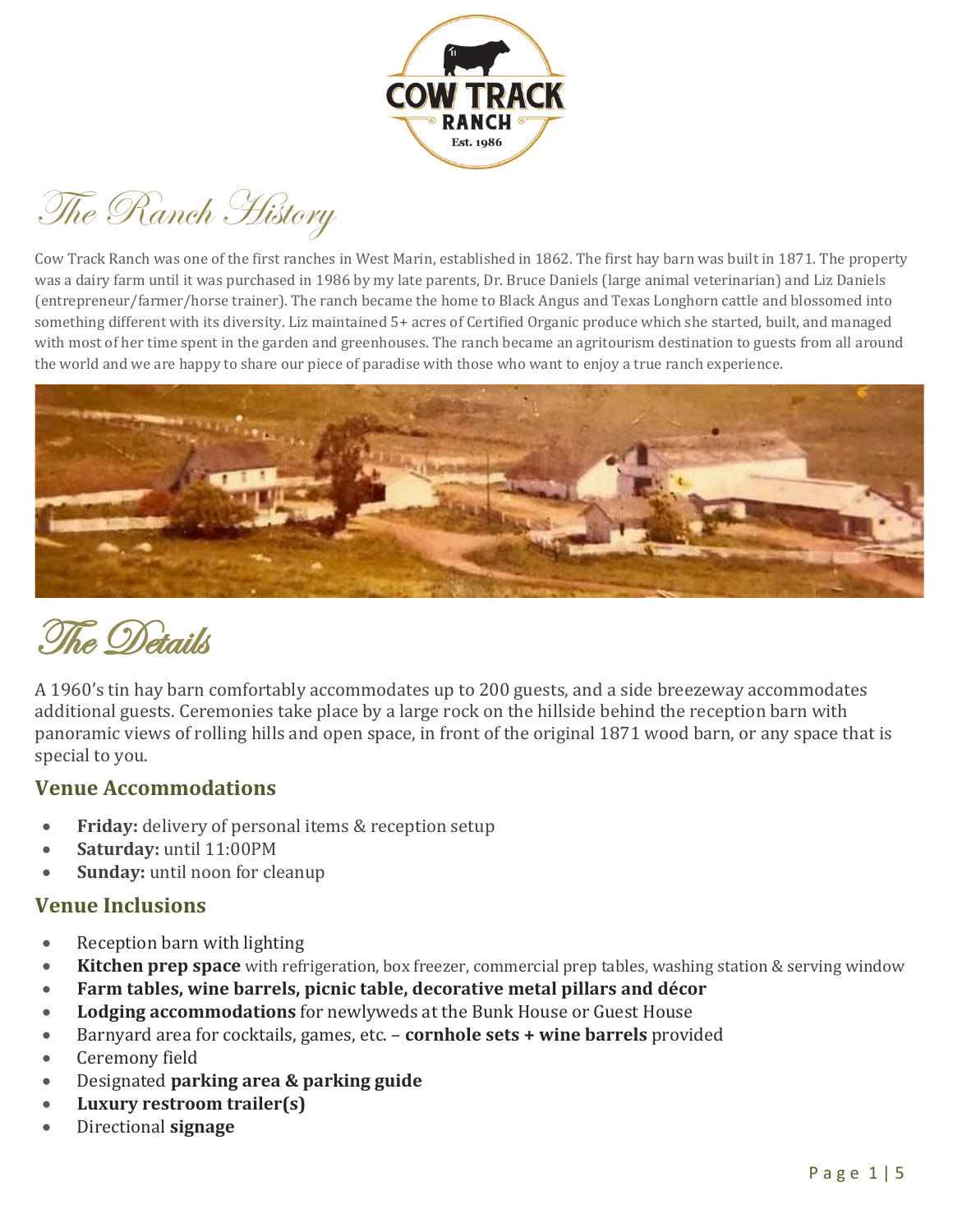# The Ranch History

Cow Track Ranch was one of the first ranches in West Marin, established in 1862. The first hay barn was built in 1871. The property was a dairy farm until it was purchased in 1986 by my late parents, Dr. Bruce Daniels (large animal veterinarian) and Liz Daniels (entrepreneur/farmer/horse trainer). The ranch became the home to Black Angus and Texas Longhorn cattle and blossomed into something different with its diversity. Liz maintained 5+ acres of Certified Organic produce which she started, built, and managed with most of her time spent in the garden and greenhouses. The ranch became an agritourism destination to guests from all around the world and we are happy to share our piece of paradise with those who want to enjoy a true ranch experience.

# The Details

A 1960's tin hay barn comfortably accommodates up to 200 guests, and a side breezeway accommodates additional guests. Ceremonies take place by a large rock on the hillside behind the reception barn with panoramic views of rolling hills and open space, in front of the original 1871 wood barn, or any space that is special to you.

## Venue Accommodations

- **Friday:** delivery of personal items & reception setup
- **Saturday:** until 11:00PM
- **Sunday:** until noon for cleanup

## Venue Inclusions

- Reception barn with lighting
- **Kitchen prep space** with refrigeration, box freezer, commercial prep tables, washing station & serving window
- **Farm tables, wine barrels, picnic table, decorative metal pillars and décor**
- **Lodging accommodations** for newlyweds at the Bunk House or Guest House
- Barnyard area for cocktails, games, etc. – **cornhole sets + wine barrels** provided
- Ceremony field
- Designated **parking area & parking guide**
- **Luxury restroom trailer(s)**
- Directional **signage**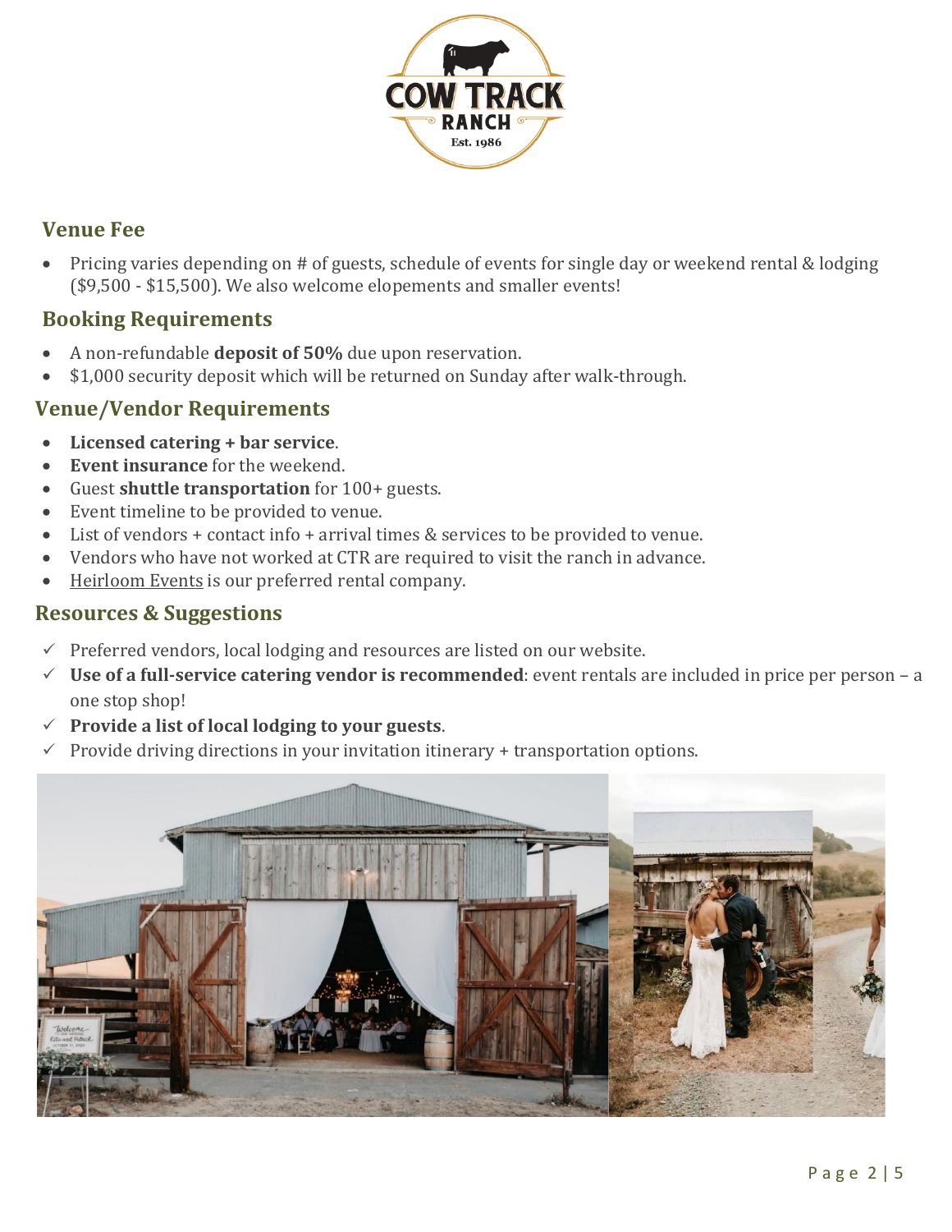## Venue Fee

- Pricing varies depending on # of guests, schedule of events for single day or weekend rental & lodging ($9,500 - $15,500). We also welcome elopements and smaller events!

## Booking Requirements

- A non-refundable **deposit of 50%** due upon reservation.
- $1,000 security deposit which will be returned on Sunday after walk-through.

## Venue/Vendor Requirements

- **Licensed catering + bar service**.
- **Event insurance** for the weekend.
- Guest **shuttle transportation** for 100+ guests.
- Event timeline to be provided to venue.
- List of vendors + contact info + arrival times & services to be provided to venue.
- Vendors who have not worked at CTR are required to visit the ranch in advance.
- Heirloom Events is our preferred rental company.

## Resources & Suggestions

- ✓ Preferred vendors, local lodging and resources are listed on our website.
- ✓ **Use of a full-service catering vendor is recommended**: event rentals are included in price per person – a one stop shop!
- ✓ **Provide a list of local lodging to your guests**.
- ✓ Provide driving directions in your invitation itinerary + transportation options.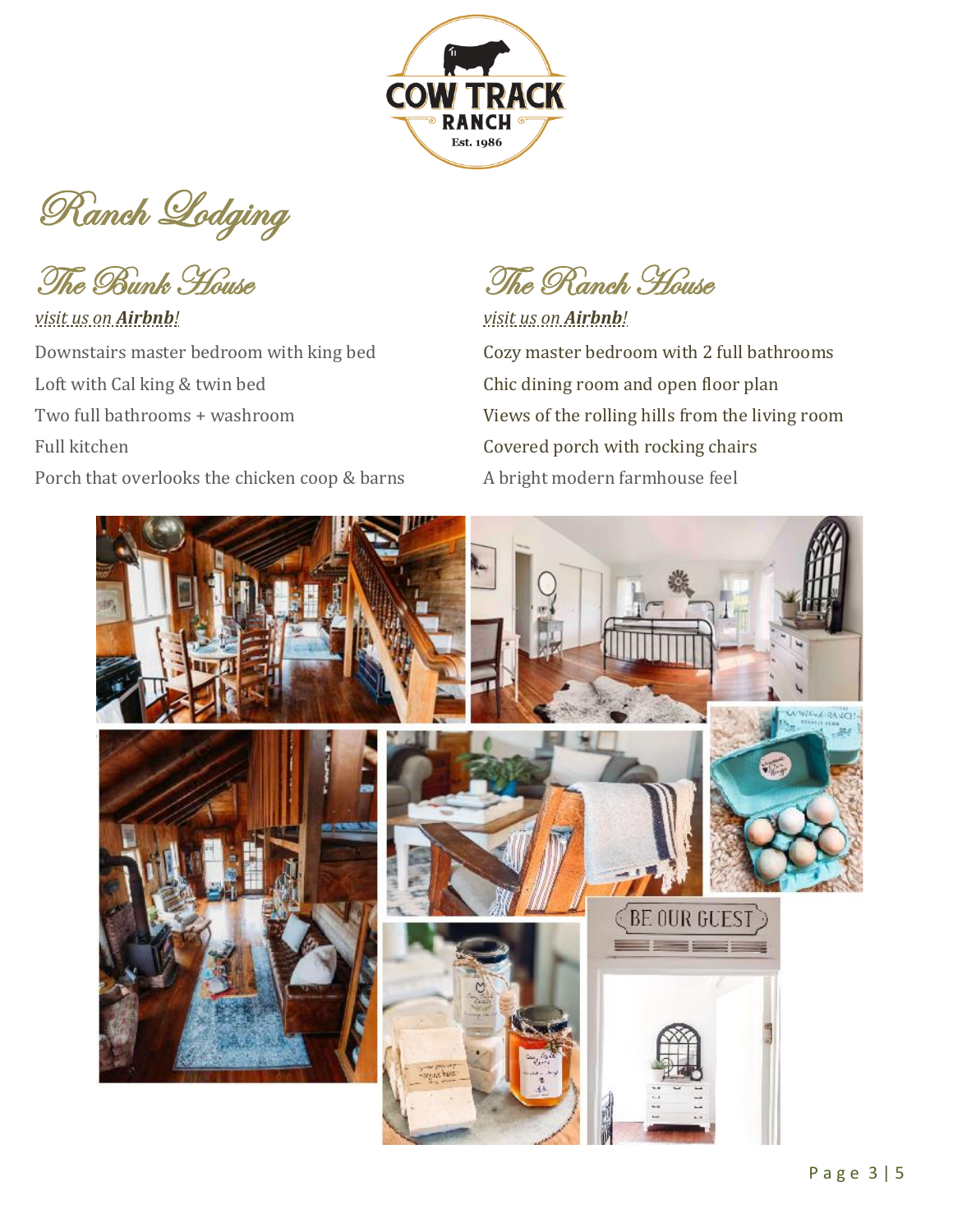# Ranch Lodging

## The Bunk House

*visit us on **Airbnb**!*

Downstairs master bedroom with king bed

Loft with Cal king & twin bed

Two full bathrooms + washroom

Full kitchen

Porch that overlooks the chicken coop & barns

## The Ranch House

*visit us on **Airbnb**!*

Cozy master bedroom with 2 full bathrooms

Chic dining room and open floor plan

Views of the rolling hills from the living room

Covered porch with rocking chairs

A bright modern farmhouse feel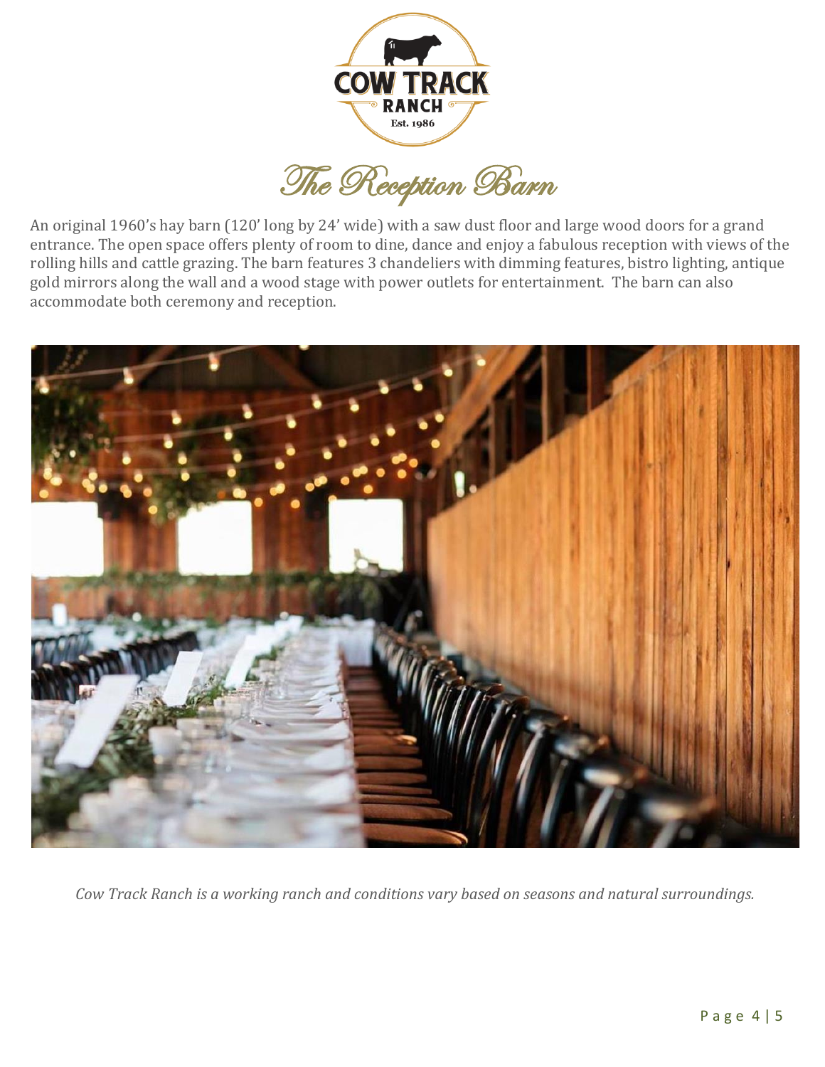# The Reception Barn

An original 1960's hay barn (120' long by 24' wide) with a saw dust floor and large wood doors for a grand entrance. The open space offers plenty of room to dine, dance and enjoy a fabulous reception with views of the rolling hills and cattle grazing. The barn features 3 chandeliers with dimming features, bistro lighting, antique gold mirrors along the wall and a wood stage with power outlets for entertainment. The barn can also accommodate both ceremony and reception.

*Cow Track Ranch is a working ranch and conditions vary based on seasons and natural surroundings.*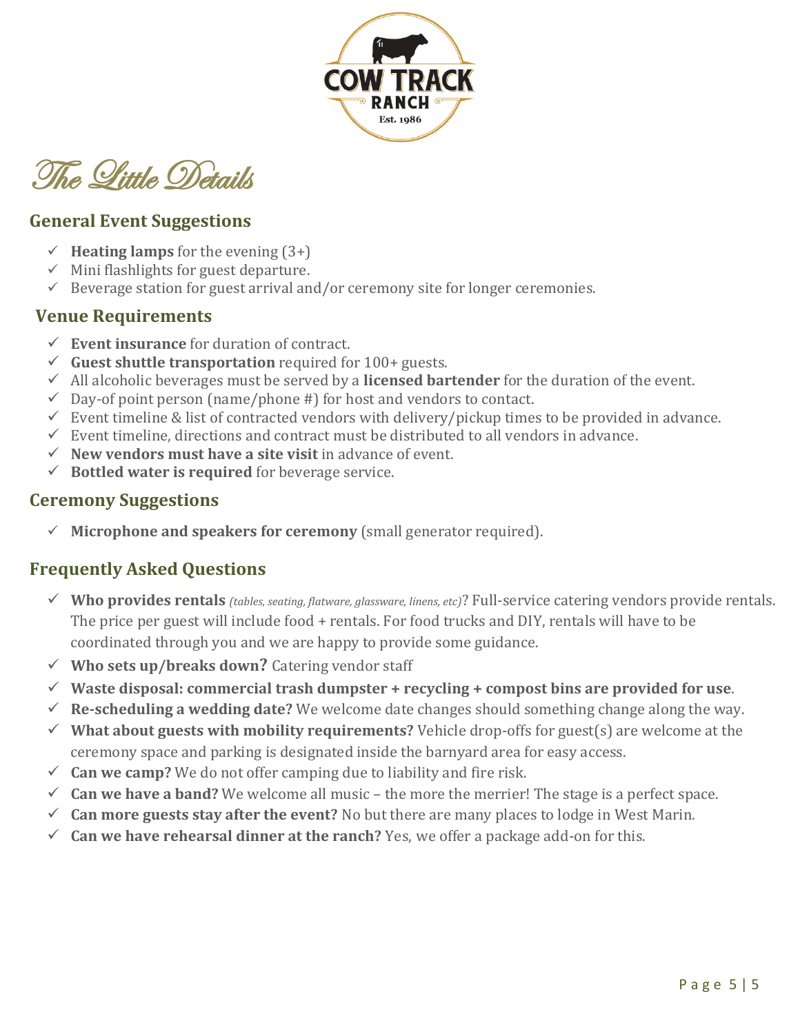COW TRACK RANCH
Est. 1986

# The Little Details

## General Event Suggestions

- ✓ **Heating lamps** for the evening (3+)
- ✓ Mini flashlights for guest departure.
- ✓ Beverage station for guest arrival and/or ceremony site for longer ceremonies.

## Venue Requirements

- ✓ **Event insurance** for duration of contract.
- ✓ **Guest shuttle transportation** required for 100+ guests.
- ✓ All alcoholic beverages must be served by a **licensed bartender** for the duration of the event.
- ✓ Day-of point person (name/phone #) for host and vendors to contact.
- ✓ Event timeline & list of contracted vendors with delivery/pickup times to be provided in advance.
- ✓ Event timeline, directions and contract must be distributed to all vendors in advance.
- ✓ **New vendors must have a site visit** in advance of event.
- ✓ **Bottled water is required** for beverage service.

## Ceremony Suggestions

- ✓ **Microphone and speakers for ceremony** (small generator required).

## Frequently Asked Questions

- ✓ **Who provides rentals** *(tables, seating, flatware, glassware, linens, etc)*? Full-service catering vendors provide rentals. The price per guest will include food + rentals. For food trucks and DIY, rentals will have to be coordinated through you and we are happy to provide some guidance.
- ✓ **Who sets up/breaks down?** Catering vendor staff
- ✓ **Waste disposal: commercial trash dumpster + recycling + compost bins are provided for use**.
- ✓ **Re-scheduling a wedding date?** We welcome date changes should something change along the way.
- ✓ **What about guests with mobility requirements?** Vehicle drop-offs for guest(s) are welcome at the ceremony space and parking is designated inside the barnyard area for easy access.
- ✓ **Can we camp?** We do not offer camping due to liability and fire risk.
- ✓ **Can we have a band?** We welcome all music – the more the merrier! The stage is a perfect space.
- ✓ **Can more guests stay after the event?** No but there are many places to lodge in West Marin.
- ✓ **Can we have rehearsal dinner at the ranch?** Yes, we offer a package add-on for this.